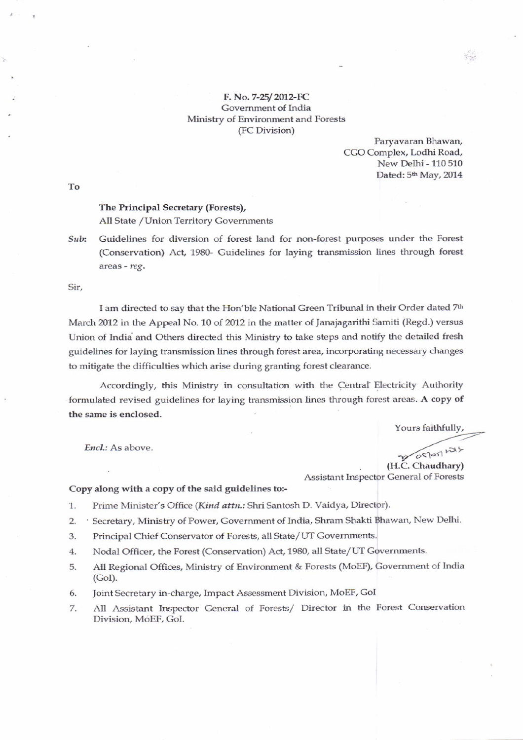**F. No. 7-25/ 2012-FC**
Government of India
Ministry of Environment and Forests
(FC Division)

Paryavaran Bhawan,
CGO Complex, Lodhi Road,
New Delhi - 110 510
Dated: 5th May, 2014

To

**The Principal Secretary (Forests),**
All State / Union Territory Governments

***Sub:*** Guidelines for diversion of forest land for non-forest purposes under the Forest (Conservation) Act, 1980- Guidelines for laying transmission lines through forest areas - *reg*.

Sir,

I am directed to say that the Hon'ble National Green Tribunal in their Order dated 7th March 2012 in the Appeal No. 10 of 2012 in the matter of Janajagarithi Samiti (Regd.) versus Union of India and Others directed this Ministry to take steps and notify the detailed fresh guidelines for laying transmission lines through forest area, incorporating necessary changes to mitigate the difficulties which arise during granting forest clearance.

Accordingly, this Ministry in consultation with the Central Electricity Authority formulated revised guidelines for laying transmission lines through forest areas. **A copy of the same is enclosed.**

Yours faithfully,

*Encl.:* As above.

**(H.C. Chaudhary)**
Assistant Inspector General of Forests

**Copy along with a copy of the said guidelines to:-**

1. Prime Minister's Office (***Kind attn.:*** Shri Santosh D. Vaidya, Director).
2. Secretary, Ministry of Power, Government of India, Shram Shakti Bhawan, New Delhi.
3. Principal Chief Conservator of Forests, all State/ UT Governments.
4. Nodal Officer, the Forest (Conservation) Act, 1980, all State/UT Governments.
5. All Regional Offices, Ministry of Environment & Forests (MoEF), Government of India (GoI).
6. Joint Secretary in-charge, Impact Assessment Division, MoEF, GoI
7. All Assistant Inspector General of Forests/ Director in the Forest Conservation Division, MoEF, GoI.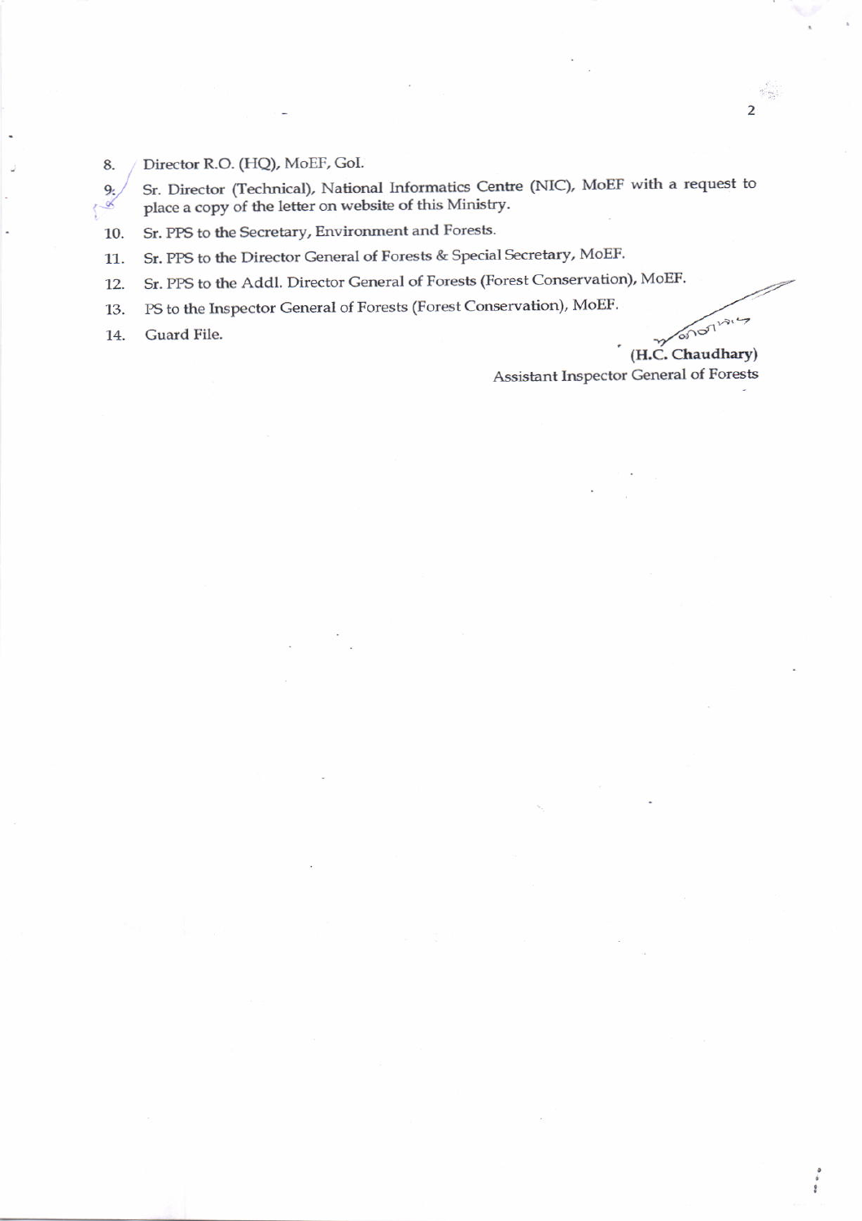8. Director R.O. (HQ), MoEF, GoI.
9. Sr. Director (Technical), National Informatics Centre (NIC), MoEF with a request to place a copy of the letter on website of this Ministry.
10. Sr. PPS to the Secretary, Environment and Forests.
11. Sr. PPS to the Director General of Forests & Special Secretary, MoEF.
12. Sr. PPS to the Addl. Director General of Forests (Forest Conservation), MoEF.
13. PS to the Inspector General of Forests (Forest Conservation), MoEF.
14. Guard File.

**(H.C. Chaudhary)**
Assistant Inspector General of Forests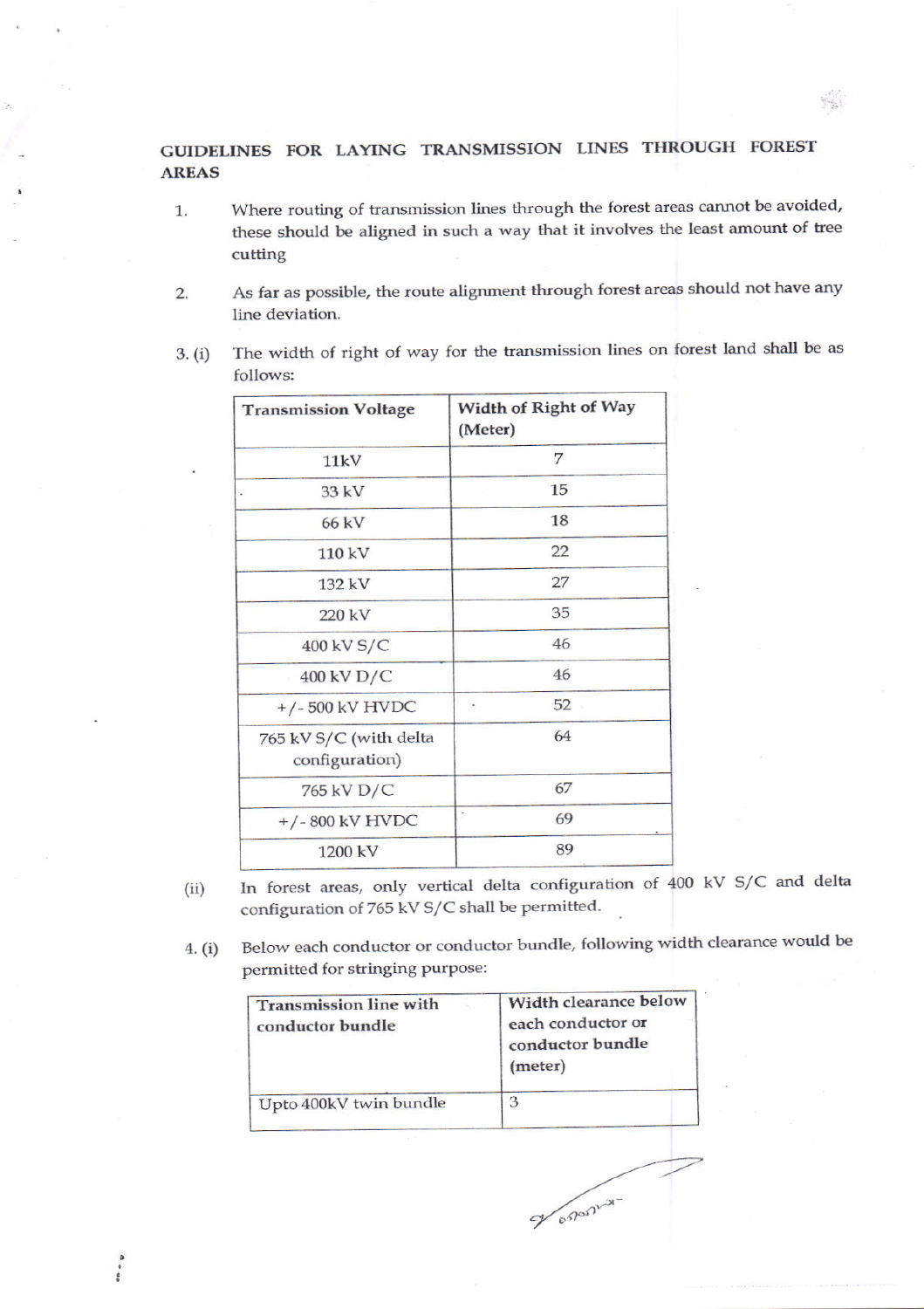## GUIDELINES FOR LAYING TRANSMISSION LINES THROUGH FOREST AREAS

1. Where routing of transmission lines through the forest areas cannot be avoided, these should be aligned in such a way that involves the least amount of tree cutting

2. As far as possible, the route alignment through forest areas should not have any line deviation.

3. (i) The width of right of way for the transmission lines on forest land shall be as follows:

| Transmission Voltage | Width of Right of Way (Meter) |
|---|---|
| 11kV | 7 |
| 33 kV | 15 |
| 66 kV | 18 |
| 110 kV | 22 |
| 132 kV | 27 |
| 220 kV | 35 |
| 400 kV S/C | 46 |
| 400 kV D/C | 46 |
| +/- 500 kV HVDC | 52 |
| 765 kV S/C (with delta configuration) | 64 |
| 765 kV D/C | 67 |
| +/- 800 kV HVDC | 69 |
| 1200 kV | 89 |

(ii) In forest areas, only vertical delta configuration of 400 kV S/C and delta configuration of 765 kV S/C shall be permitted.

4. (i) Below each conductor or conductor bundle, following width clearance would be permitted for stringing purpose:

| Transmission line with conductor bundle | Width clearance below each conductor or conductor bundle (meter) |
|---|---|
| Upto 400kV twin bundle | 3 |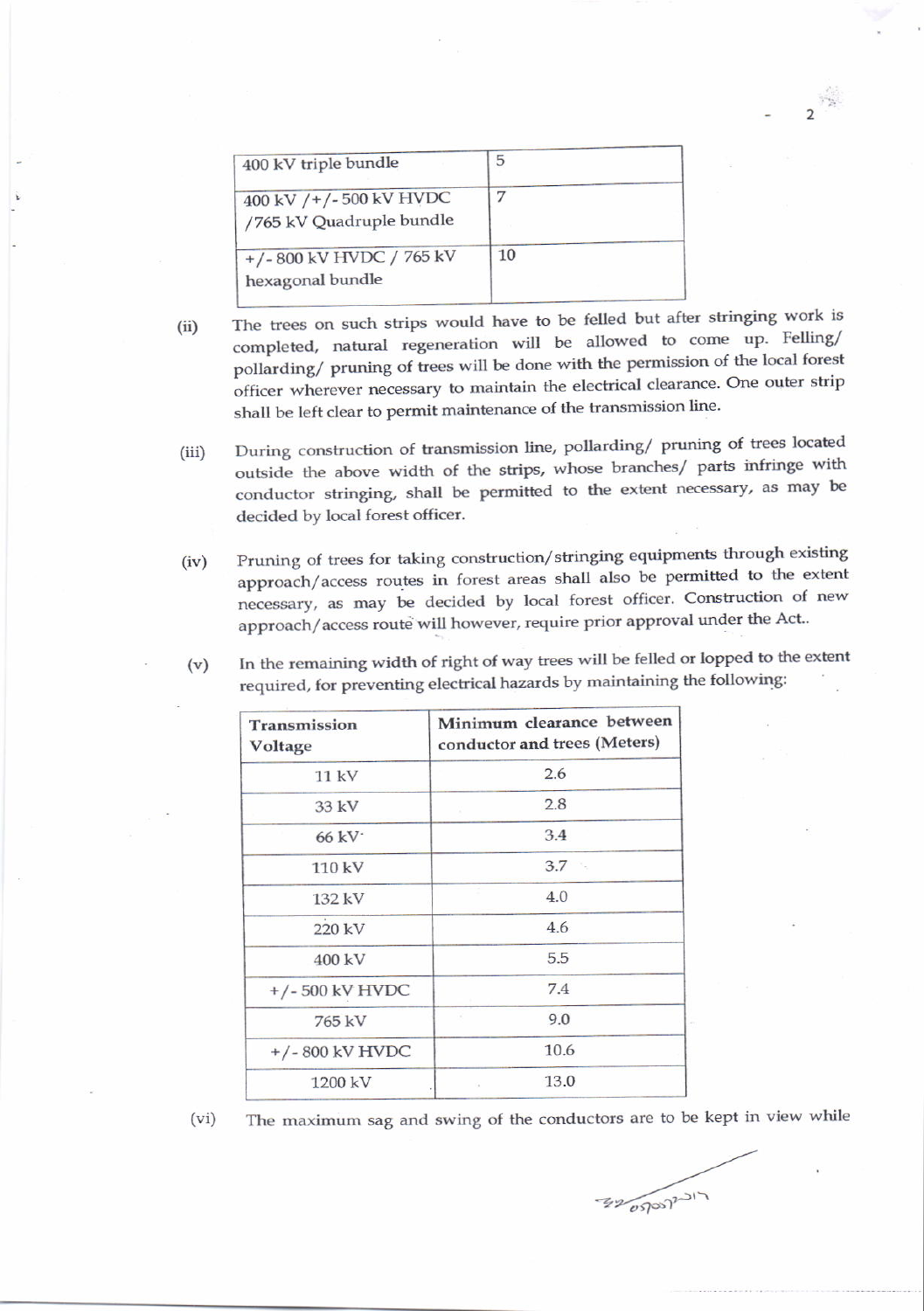| 400 kV triple bundle | 5 |
|---|---|
| 400 kV /+/- 500 kV HVDC /765 kV Quadruple bundle | 7 |
| +/- 800 kV HVDC / 765 kV hexagonal bundle | 10 |

(ii) The trees on such strips would have to be felled but after stringing work is completed, natural regeneration will be allowed to come up. Felling/ pollarding/ pruning of trees will be done with the permission of the local forest officer wherever necessary to maintain the electrical clearance. One outer strip shall be left clear to permit maintenance of the transmission line.

(iii) During construction of transmission line, pollarding/ pruning of trees located outside the above width of the strips, whose branches/ parts infringe with conductor stringing, shall be permitted to the extent necessary, as may be decided by local forest officer.

(iv) Pruning of trees for taking construction/stringing equipments through existing approach/access routes in forest areas shall also be permitted to the extent necessary, as may be decided by local forest officer. Construction of new approach/access route will however, require prior approval under the Act..

(v) In the remaining width of right of way trees will be felled or lopped to the extent required, for preventing electrical hazards by maintaining the following:

| Transmission Voltage | Minimum clearance between conductor and trees (Meters) |
|---|---|
| 11 kV | 2.6 |
| 33 kV | 2.8 |
| 66 kV | 3.4 |
| 110 kV | 3.7 |
| 132 kV | 4.0 |
| 220 kV | 4.6 |
| 400 kV | 5.5 |
| +/- 500 kV HVDC | 7.4 |
| 765 kV | 9.0 |
| +/- 800 kV HVDC | 10.6 |
| 1200 kV | 13.0 |

(vi) The maximum sag and swing of the conductors are to be kept in view while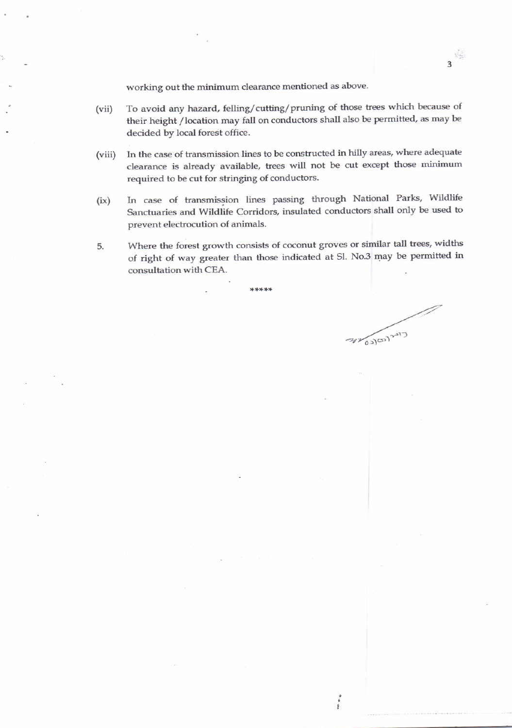working out the minimum clearance mentioned as above.

(vii) To avoid any hazard, felling/cutting/pruning of those trees which because of their height/location may fall on conductors shall also be permitted, as may be decided by local forest office.

(viii) In the case of transmission lines to be constructed in hilly areas, where adequate clearance is already available, trees will not be cut except those minimum required to be cut for stringing of conductors.

(ix) In case of transmission lines passing through National Parks, Wildlife Sanctuaries and Wildlife Corridors, insulated conductors shall only be used to prevent electrocution of animals.

5. Where the forest growth consists of coconut groves or similar tall trees, widths of right of way greater than those indicated at Sl. No.3 may be permitted in consultation with CEA.

*****